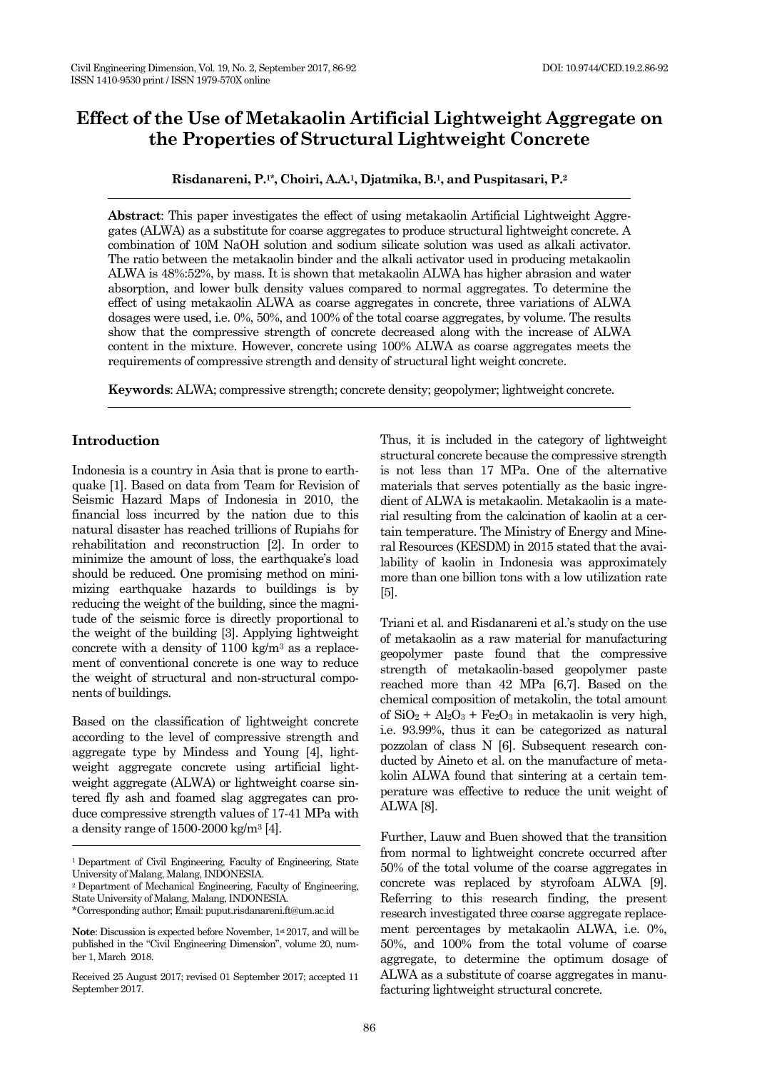# Effect of the Use of Metakaolin Artificial Lightweight Aggregate on the Properties of Structural Lightweight Concrete

**Risdanareni, P.[1]\*, Choiri, A.A.[1], Djatmika, B.[1], and Puspitasari, P.[2]**

**Abstract**: This paper investigates the effect of using metakaolin Artificial Lightweight Aggregates (ALWA) as a substitute for coarse aggregates to produce structural lightweight concrete. A combination of 10M NaOH solution and sodium silicate solution was used as alkali activator. The ratio between the metakaolin binder and the alkali activator used in producing metakaolin ALWA is 48%:52%, by mass. It is shown that metakaolin ALWA has higher abrasion and water absorption, and lower bulk density values compared to normal aggregates. To determine the effect of using metakaolin ALWA as coarse aggregates in concrete, three variations of ALWA dosages were used, i.e. 0%, 50%, and 100% of the total coarse aggregates, by volume. The results show that the compressive strength of concrete decreased along with the increase of ALWA content in the mixture. However, concrete using 100% ALWA as coarse aggregates meets the requirements of compressive strength and density of structural light weight concrete.

**Keywords**: ALWA; compressive strength; concrete density; geopolymer; lightweight concrete.

## Introduction

Indonesia is a country in Asia that is prone to earthquake [1]. Based on data from Team for Revision of Seismic Hazard Maps of Indonesia in 2010, the financial loss incurred by the nation due to this natural disaster has reached trillions of Rupiahs for rehabilitation and reconstruction [2]. In order to minimize the amount of loss, the earthquake's load should be reduced. One promising method on minimizing earthquake hazards to buildings is by reducing the weight of the building, since the magnitude of the seismic force is directly proportional to the weight of the building [3]. Applying lightweight concrete with a density of 1100 kg/m$^3$ as a replacement of conventional concrete is one way to reduce the weight of structural and non-structural components of buildings.

Based on the classification of lightweight concrete according to the level of compressive strength and aggregate type by Mindess and Young [4], lightweight aggregate concrete using artificial lightweight aggregate (ALWA) or lightweight coarse sintered fly ash and foamed slag aggregates can produce compressive strength values of 17-41 MPa with a density range of 1500-2000 kg/m$^3$ [4].

Thus, it is included in the category of lightweight structural concrete because the compressive strength is not less than 17 MPa. One of the alternative materials that serves potentially as the basic ingredient of ALWA is metakaolin. Metakaolin is a material resulting from the calcination of kaolin at a certain temperature. The Ministry of Energy and Mineral Resources (KESDM) in 2015 stated that the availability of kaolin in Indonesia was approximately more than one billion tons with a low utilization rate [5].

Triani et al. and Risdanareni et al.'s study on the use of metakaolin as a raw material for manufacturing geopolymer paste found that the compressive strength of metakaolin-based geopolymer paste reached more than 42 MPa [6,7]. Based on the chemical composition of metakolin, the total amount of $SiO_2$ + $Al_2O_3$ + $Fe_2O_3$ in metakaolin is very high, i.e. 93.99%, thus it can be categorized as natural pozzolan of class N [6]. Subsequent research conducted by Aineto et al. on the manufacture of metakolin ALWA found that sintering at a certain temperature was effective to reduce the unit weight of ALWA [8].

Further, Lauw and Buen showed that the transition from normal to lightweight concrete occurred after 50% of the total volume of the coarse aggregates in concrete was replaced by styrofoam ALWA [9]. Referring to this research finding, the present research investigated three coarse aggregate replacement percentages by metakaolin ALWA, i.e. 0%, 50%, and 100% from the total volume of coarse aggregate, to determine the optimum dosage of ALWA as a substitute of coarse aggregates in manufacturing lightweight structural concrete.

---

[1] Department of Civil Engineering, Faculty of Engineering, State University of Malang, Malang, INDONESIA.

[2] Department of Mechanical Engineering, Faculty of Engineering, State University of Malang, Malang, INDONESIA.

\*Corresponding author; Email: puput.risdanareni.ft@um.ac.id

**Note**: Discussion is expected before November, 1st 2017, and will be published in the "Civil Engineering Dimension", volume 20, number 1, March 2018.

Received 25 August 2017; revised 01 September 2017; accepted 11 September 2017.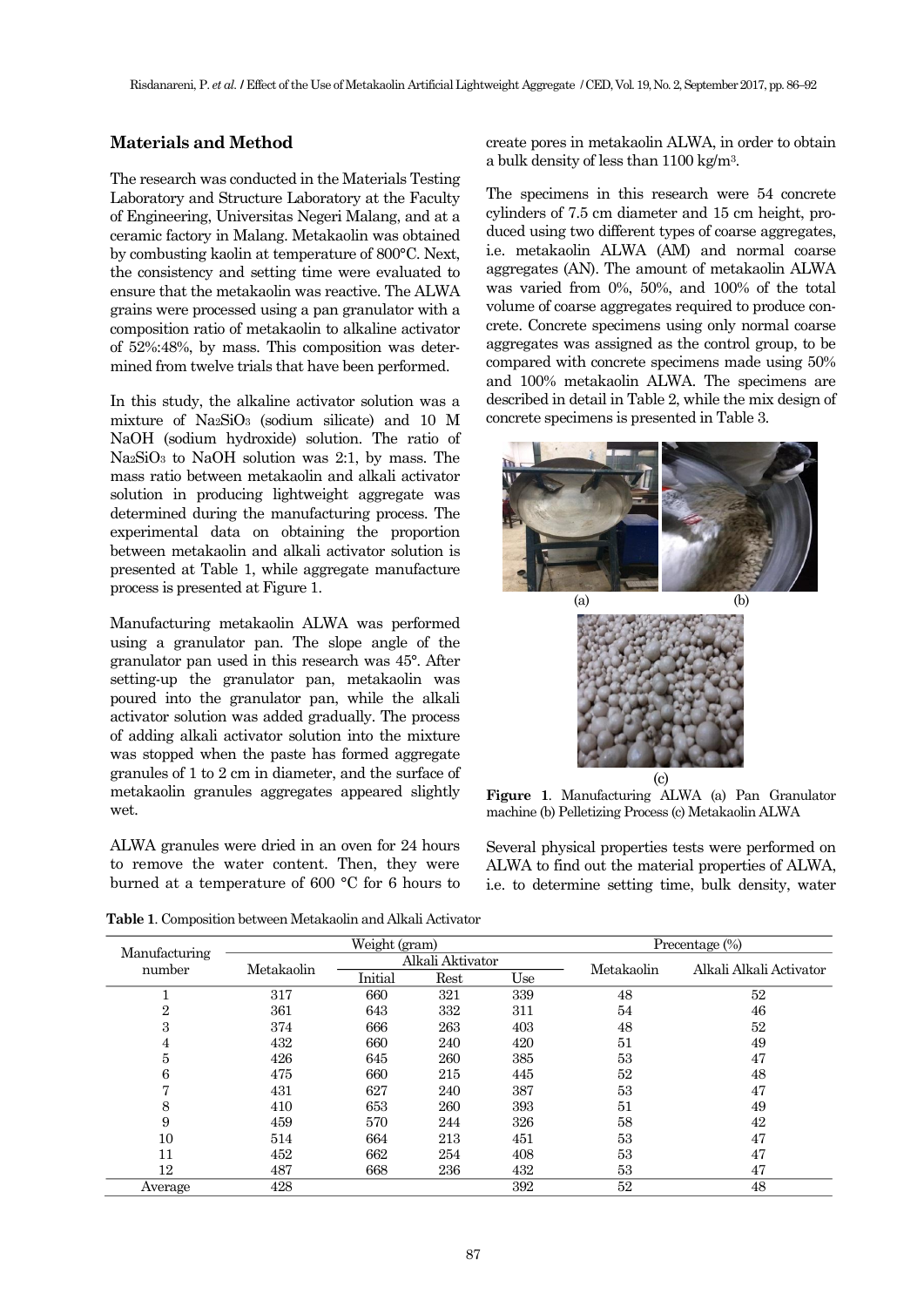## Materials and Method

The research was conducted in the Materials Testing Laboratory and Structure Laboratory at the Faculty of Engineering, Universitas Negeri Malang, and at a ceramic factory in Malang. Metakaolin was obtained by combusting kaolin at temperature of 800°C. Next, the consistency and setting time were evaluated to ensure that the metakaolin was reactive. The ALWA grains were processed using a pan granulator with a composition ratio of metakaolin to alkaline activator of 52%:48%, by mass. This composition was determined from twelve trials that have been performed.

In this study, the alkaline activator solution was a mixture of $Na_2SiO_3$ (sodium silicate) and 10 M NaOH (sodium hydroxide) solution. The ratio of $Na_2SiO_3$ to NaOH solution was 2:1, by mass. The mass ratio between metakaolin and alkali activator solution in producing lightweight aggregate was determined during the manufacturing process. The experimental data on obtaining the proportion between metakaolin and alkali activator solution is presented at Table 1, while aggregate manufacture process is presented at Figure 1.

Manufacturing metakaolin ALWA was performed using a granulator pan. The slope angle of the granulator pan used in this research was 45°. After setting-up the granulator pan, metakaolin was poured into the granulator pan, while the alkali activator solution was added gradually. The process of adding alkali activator solution into the mixture was stopped when the paste has formed aggregate granules of 1 to 2 cm in diameter, and the surface of metakaolin granules aggregates appeared slightly wet.

ALWA granules were dried in an oven for 24 hours to remove the water content. Then, they were burned at a temperature of 600 °C for 6 hours to create pores in metakaolin ALWA, in order to obtain a bulk density of less than 1100 kg/m³.

The specimens in this research were 54 concrete cylinders of 7.5 cm diameter and 15 cm height, produced using two different types of coarse aggregates, i.e. metakaolin ALWA (AM) and normal coarse aggregates (AN). The amount of metakaolin ALWA was varied from 0%, 50%, and 100% of the total volume of coarse aggregates required to produce concrete. Concrete specimens using only normal coarse aggregates was assigned as the control group, to be compared with concrete specimens made using 50% and 100% metakaolin ALWA. The specimens are described in detail in Table 2, while the mix design of concrete specimens is presented in Table 3.

(a) (b) (c)

**Figure 1**. Manufacturing ALWA (a) Pan Granulator machine (b) Pelletizing Process (c) Metakaolin ALWA

Several physical properties tests were performed on ALWA to find out the material properties of ALWA, i.e. to determine setting time, bulk density, water

**Table 1**. Composition between Metakaolin and Alkali Activator

| Manufacturing number | Weight (gram) | | | | Precentage (%) | |
|---|---|---|---|---|---|---|
| | Metakaolin | Alkali Aktivator | | | Metakaolin | Alkali Alkali Activator |
| | | Initial | Rest | Use | | |
| 1 | 317 | 660 | 321 | 339 | 48 | 52 |
| 2 | 361 | 643 | 332 | 311 | 54 | 46 |
| 3 | 374 | 666 | 263 | 403 | 48 | 52 |
| 4 | 432 | 660 | 240 | 420 | 51 | 49 |
| 5 | 426 | 645 | 260 | 385 | 53 | 47 |
| 6 | 475 | 660 | 215 | 445 | 52 | 48 |
| 7 | 431 | 627 | 240 | 387 | 53 | 47 |
| 8 | 410 | 653 | 260 | 393 | 51 | 49 |
| 9 | 459 | 570 | 244 | 326 | 58 | 42 |
| 10 | 514 | 664 | 213 | 451 | 53 | 47 |
| 11 | 452 | 662 | 254 | 408 | 53 | 47 |
| 12 | 487 | 668 | 236 | 432 | 53 | 47 |
| Average | 428 | | | 392 | 52 | 48 |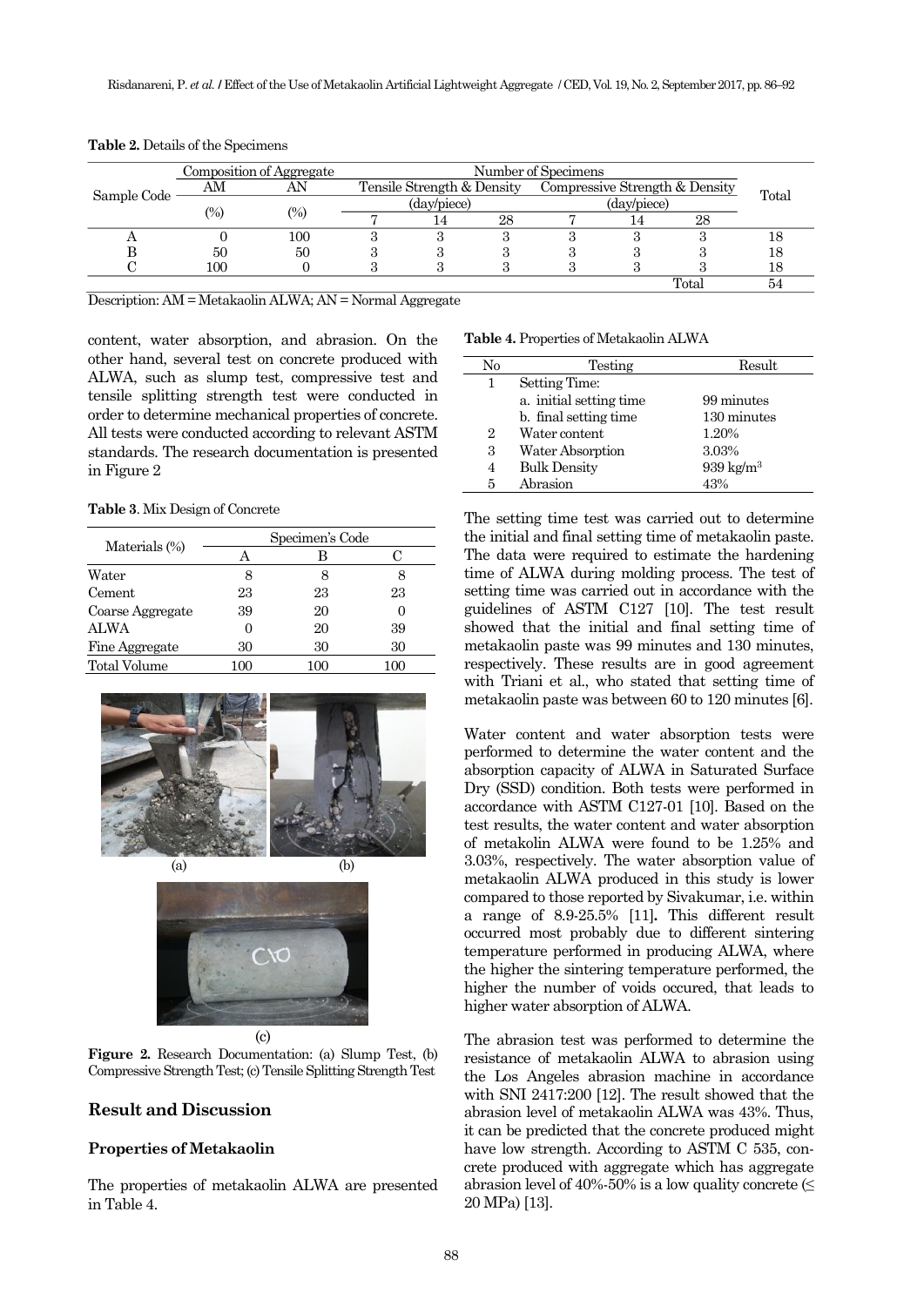**Table 2.** Details of the Specimens

| Sample Code | Composition of Aggregate | | Number of Specimens | | | | | | Total |
|---|---|---|---|---|---|---|---|---|---|
| | AM | AN | Tensile Strength & Density | | | Compressive Strength & Density | | | |
| | (%) | (%) | (day/piece) | | | (day/piece) | | | |
| | | | 7 | 14 | 28 | 7 | 14 | 28 | |
| A | 0 | 100 | 3 | 3 | 3 | 3 | 3 | 3 | 18 |
| B | 50 | 50 | 3 | 3 | 3 | 3 | 3 | 3 | 18 |
| C | 100 | 0 | 3 | 3 | 3 | 3 | 3 | 3 | 18 |
| | | | | | | | | Total | 54 |

Description: AM = Metakaolin ALWA; AN = Normal Aggregate

content, water absorption, and abrasion. On the other hand, several test on concrete produced with ALWA, such as slump test, compressive test and tensile splitting strength test were conducted in order to determine mechanical properties of concrete. All tests were conducted according to relevant ASTM standards. The research documentation is presented in Figure 2

**Table 3**. Mix Design of Concrete

| Materials (%) | Specimen's Code | | |
|---|---|---|---|
| | A | B | C |
| Water | 8 | 8 | 8 |
| Cement | 23 | 23 | 23 |
| Coarse Aggregate | 39 | 20 | 0 |
| ALWA | 0 | 20 | 39 |
| Fine Aggregate | 30 | 30 | 30 |
| Total Volume | 100 | 100 | 100 |

(a) (b) (c)

**Figure 2.** Research Documentation: (a) Slump Test, (b) Compressive Strength Test; (c) Tensile Splitting Strength Test

## Result and Discussion

### Properties of Metakaolin

The properties of metakaolin ALWA are presented in Table 4.

**Table 4.** Properties of Metakaolin ALWA

| No | Testing | Result |
|---|---|---|
| 1 | Setting Time: | |
| | a. initial setting time | 99 minutes |
| | b. final setting time | 130 minutes |
| 2 | Water content | 1.20% |
| 3 | Water Absorption | 3.03% |
| 4 | Bulk Density | 939 kg/m$^3$ |
| 5 | Abrasion | 43% |

The setting time test was carried out to determine the initial and final setting time of metakaolin paste. The data were required to estimate the hardening time of ALWA during molding process. The test of setting time was carried out in accordance with the guidelines of ASTM C127 [10]. The test result showed that the initial and final setting time of metakaolin paste was 99 minutes and 130 minutes, respectively. These results are in good agreement with Triani et al., who stated that setting time of metakaolin paste was between 60 to 120 minutes [6].

Water content and water absorption tests were performed to determine the water content and the absorption capacity of ALWA in Saturated Surface Dry (SSD) condition. Both tests were performed in accordance with ASTM C127-01 [10]. Based on the test results, the water content and water absorption of metakolin ALWA were found to be 1.25% and 3.03%, respectively. The water absorption value of metakaolin ALWA produced in this study is lower compared to those reported by Sivakumar, i.e. within a range of 8.9-25.5% [11]**.** This different result occurred most probably due to different sintering temperature performed in producing ALWA, where the higher the sintering temperature performed, the higher the number of voids occured, that leads to higher water absorption of ALWA.

The abrasion test was performed to determine the resistance of metakaolin ALWA to abrasion using the Los Angeles abrasion machine in accordance with SNI 2417:200 [12]. The result showed that the abrasion level of metakaolin ALWA was 43%. Thus, it can be predicted that the concrete produced might have low strength. According to ASTM C 535, concrete produced with aggregate which has aggregate abrasion level of 40%-50% is a low quality concrete ($\leq$ 20 MPa) [13].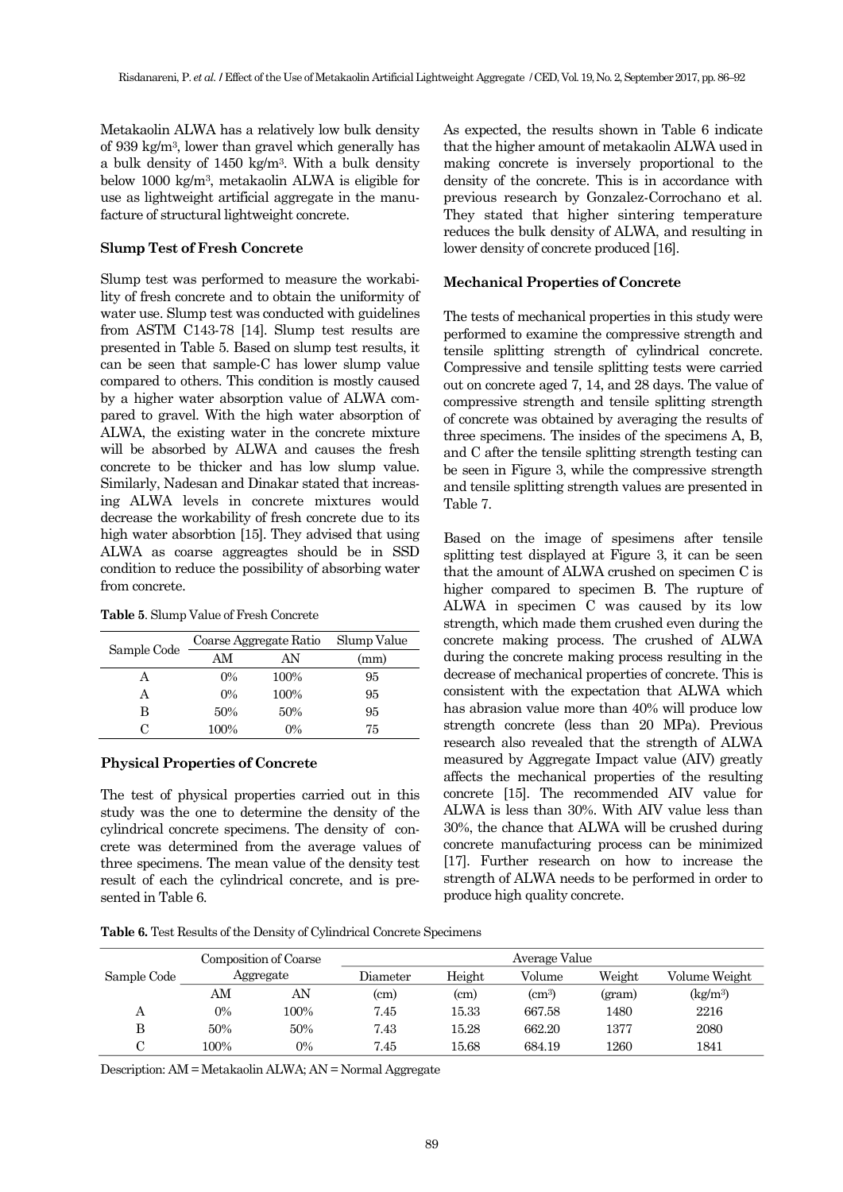Metakaolin ALWA has a relatively low bulk density of 939 kg/m$^3$, lower than gravel which generally has a bulk density of 1450 kg/m$^3$. With a bulk density below 1000 kg/m$^3$, metakaolin ALWA is eligible for use as lightweight artificial aggregate in the manufacture of structural lightweight concrete.

### Slump Test of Fresh Concrete

Slump test was performed to measure the workability of fresh concrete and to obtain the uniformity of water use. Slump test was conducted with guidelines from ASTM C143-78 [14]. Slump test results are presented in Table 5. Based on slump test results, it can be seen that sample-C has lower slump value compared to others. This condition is mostly caused by a higher water absorption value of ALWA compared to gravel. With the high water absorption of ALWA, the existing water in the concrete mixture will be absorbed by ALWA and causes the fresh concrete to be thicker and has low slump value. Similarly, Nadesan and Dinakar stated that increasing ALWA levels in concrete mixtures would decrease the workability of fresh concrete due to its high water absorbtion [15]. They advised that using ALWA as coarse aggreagtes should be in SSD condition to reduce the possibility of absorbing water from concrete.

**Table 5**. Slump Value of Fresh Concrete

| Sample Code | Coarse Aggregate Ratio | | Slump Value |
|---|---|---|---|
| | AM | AN | (mm) |
| A | 0% | 100% | 95 |
| A | 0% | 100% | 95 |
| B | 50% | 50% | 95 |
| C | 100% | 0% | 75 |

### Physical Properties of Concrete

The test of physical properties carried out in this study was the one to determine the density of the cylindrical concrete specimens. The density of concrete was determined from the average values of three specimens. The mean value of the density test result of each the cylindrical concrete, and is presented in Table 6.

As expected, the results shown in Table 6 indicate that the higher amount of metakaolin ALWA used in making concrete is inversely proportional to the density of the concrete. This is in accordance with previous research by Gonzalez-Corrochano et al. They stated that higher sintering temperature reduces the bulk density of ALWA, and resulting in lower density of concrete produced [16].

### Mechanical Properties of Concrete

The tests of mechanical properties in this study were performed to examine the compressive strength and tensile splitting strength of cylindrical concrete. Compressive and tensile splitting tests were carried out on concrete aged 7, 14, and 28 days. The value of compressive strength and tensile splitting strength of concrete was obtained by averaging the results of three specimens. The insides of the specimens A, B, and C after the tensile splitting strength testing can be seen in Figure 3, while the compressive strength and tensile splitting strength values are presented in Table 7.

Based on the image of spesimens after tensile splitting test displayed at Figure 3, it can be seen that the amount of ALWA crushed on specimen C is higher compared to specimen B. The rupture of ALWA in specimen C was caused by its low strength, which made them crushed even during the concrete making process. The crushed of ALWA during the concrete making process resulting in the decrease of mechanical properties of concrete. This is consistent with the expectation that ALWA which has abrasion value more than 40% will produce low strength concrete (less than 20 MPa). Previous research also revealed that the strength of ALWA measured by Aggregate Impact value (AIV) greatly affects the mechanical properties of the resulting concrete [15]. The recommended AIV value for ALWA is less than 30%. With AIV value less than 30%, the chance that ALWA will be crushed during concrete manufacturing process can be minimized [17]. Further research on how to increase the strength of ALWA needs to be performed in order to produce high quality concrete.

**Table 6.** Test Results of the Density of Cylindrical Concrete Specimens

| Sample Code | Composition of Coarse Aggregate | | Average Value | | | | |
|---|---|---|---|---|---|---|---|
| | AM | AN | Diameter (cm) | Height (cm) | Volume (cm$^3$) | Weight (gram) | Volume Weight (kg/m$^3$) |
| A | 0% | 100% | 7.45 | 15.33 | 667.58 | 1480 | 2216 |
| B | 50% | 50% | 7.43 | 15.28 | 662.20 | 1377 | 2080 |
| C | 100% | 0% | 7.45 | 15.68 | 684.19 | 1260 | 1841 |

Description: AM = Metakaolin ALWA; AN = Normal Aggregate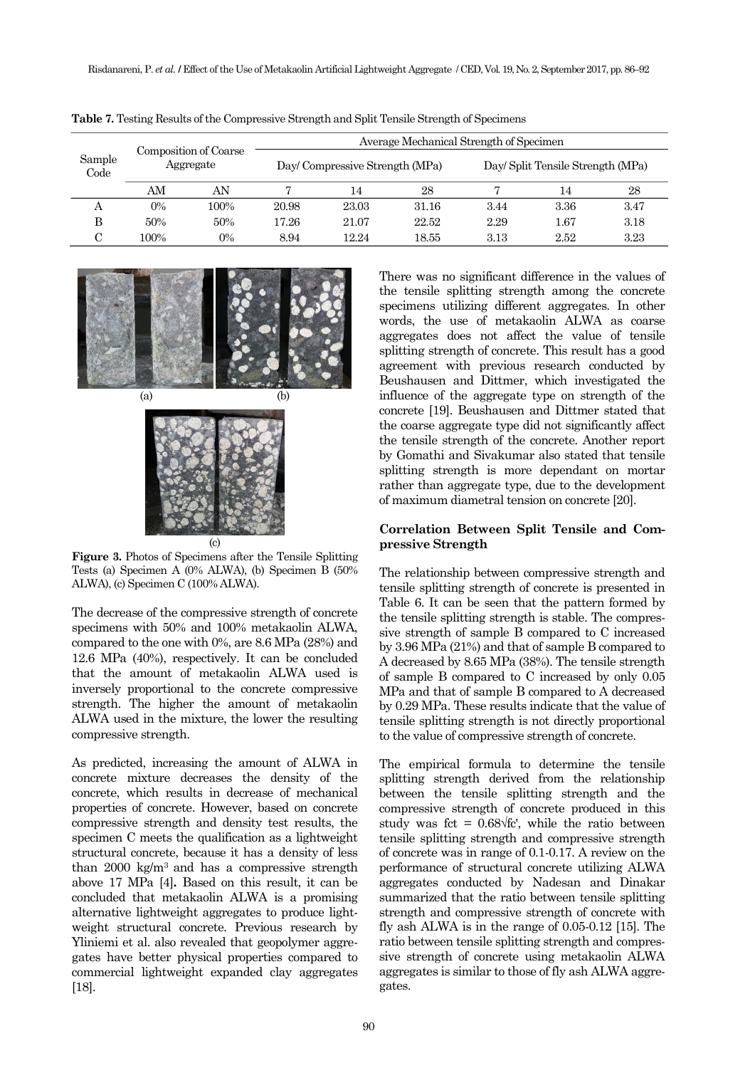**Table 7.** Testing Results of the Compressive Strength and Split Tensile Strength of Specimens

| Sample Code | Composition of Coarse Aggregate | | Average Mechanical Strength of Specimen | | | | | |
|---|---|---|---|---|---|---|---|---|
| | | | Day/ Compressive Strength (MPa) | | | Day/ Split Tensile Strength (MPa) | | |
| | AM | AN | 7 | 14 | 28 | 7 | 14 | 28 |
| A | 0% | 100% | 20.98 | 23.03 | 31.16 | 3.44 | 3.36 | 3.47 |
| B | 50% | 50% | 17.26 | 21.07 | 22.52 | 2.29 | 1.67 | 3.18 |
| C | 100% | 0% | 8.94 | 12.24 | 18.55 | 3.13 | 2.52 | 3.23 |

(a) (b) (c)

**Figure 3.** Photos of Specimens after the Tensile Splitting Tests (a) Specimen A (0% ALWA), (b) Specimen B (50% ALWA), (c) Specimen C (100% ALWA).

The decrease of the compressive strength of concrete specimens with 50% and 100% metakaolin ALWA, compared to the one with 0%, are 8.6 MPa (28%) and 12.6 MPa (40%), respectively. It can be concluded that the amount of metakaolin ALWA used is inversely proportional to the concrete compressive strength. The higher the amount of metakaolin ALWA used in the mixture, the lower the resulting compressive strength.

As predicted, increasing the amount of ALWA in concrete mixture decreases the density of the concrete, which results in decrease of mechanical properties of concrete. However, based on concrete compressive strength and density test results, the specimen C meets the qualification as a lightweight structural concrete, because it has a density of less than 2000 kg/m$^3$ and has a compressive strength above 17 MPa [4]**.** Based on this result, it can be concluded that metakaolin ALWA is a promising alternative lightweight aggregates to produce lightweight structural concrete. Previous research by Yliniemi et al. also revealed that geopolymer aggregates have better physical properties compared to commercial lightweight expanded clay aggregates [18].

There was no significant difference in the values of the tensile splitting strength among the concrete specimens utilizing different aggregates. In other words, the use of metakaolin ALWA as coarse aggregates does not affect the value of tensile splitting strength of concrete. This result has a good agreement with previous research conducted by Beushausen and Dittmer, which investigated the influence of the aggregate type on strength of the concrete [19]. Beushausen and Dittmer stated that the coarse aggregate type did not significantly affect the tensile strength of the concrete. Another report by Gomathi and Sivakumar also stated that tensile splitting strength is more dependant on mortar rather than aggregate type, due to the development of maximum diametral tension on concrete [20].

### Correlation Between Split Tensile and Compressive Strength

The relationship between compressive strength and tensile splitting strength of concrete is presented in Table 6. It can be seen that the pattern formed by the tensile splitting strength is stable. The compressive strength of sample B compared to C increased by 3.96 MPa (21%) and that of sample B compared to A decreased by 8.65 MPa (38%). The tensile strength of sample B compared to C increased by only 0.05 MPa and that of sample B compared to A decreased by 0.29 MPa. These results indicate that the value of tensile splitting strength is not directly proportional to the value of compressive strength of concrete.

The empirical formula to determine the tensile splitting strength derived from the relationship between the tensile splitting strength and the compressive strength of concrete produced in this study was $f_{ct} = 0.68\sqrt{f_c'}$, while the ratio between tensile splitting strength and compressive strength of concrete was in range of 0.1-0.17. A review on the performance of structural concrete utilizing ALWA aggregates conducted by Nadesan and Dinakar summarized that the ratio between tensile splitting strength and compressive strength of concrete with fly ash ALWA is in the range of 0.05-0.12 [15]. The ratio between tensile splitting strength and compressive strength of concrete using metakaolin ALWA aggregates is similar to those of fly ash ALWA aggregates.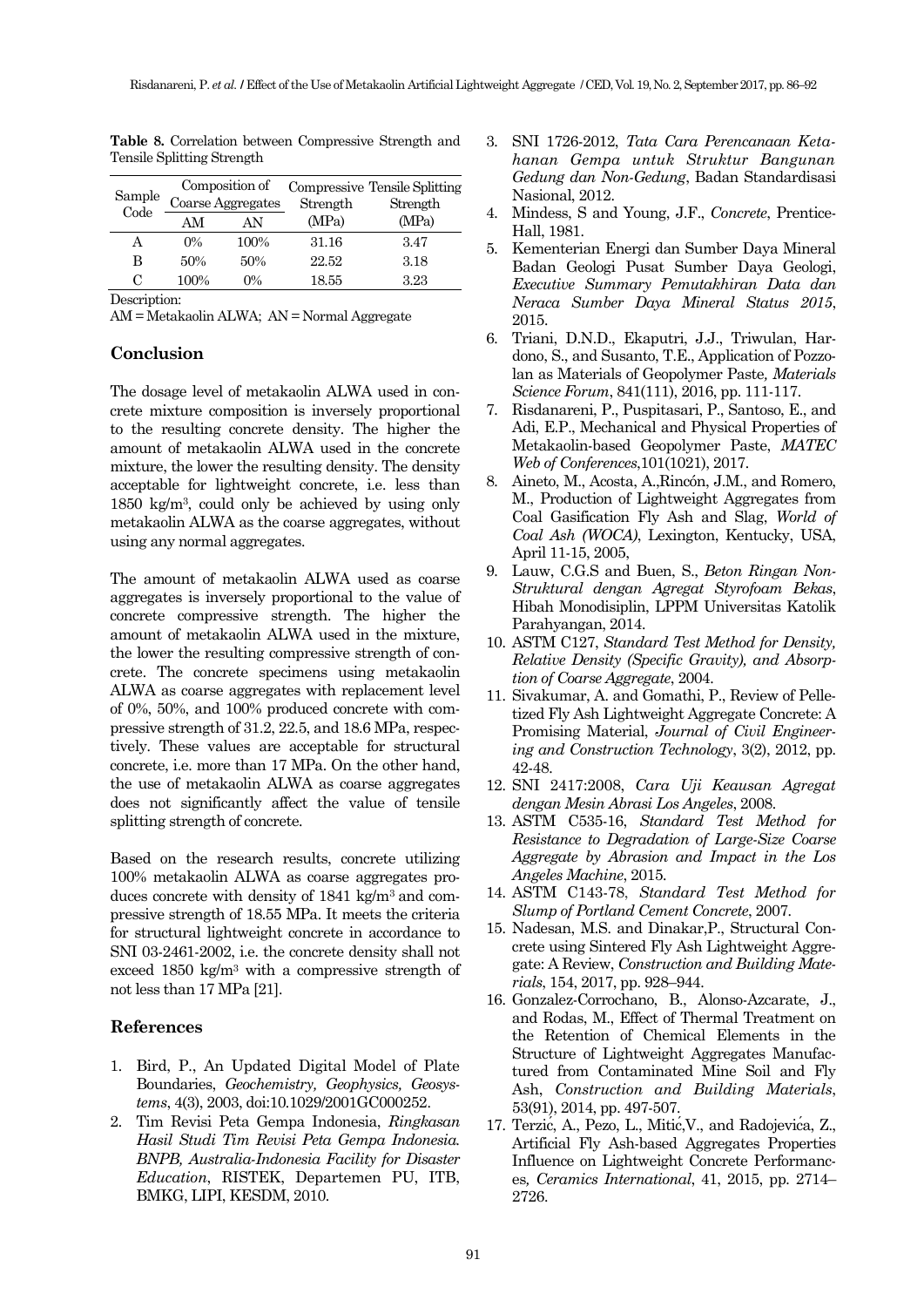**Table 8.** Correlation between Compressive Strength and Tensile Splitting Strength

| Sample Code | Composition of Coarse Aggregates | | Compressive Strength (MPa) | Tensile Splitting Strength (MPa) |
|---|---|---|---|---|
| | AM | AN | | |
| A | 0% | 100% | 31.16 | 3.47 |
| B | 50% | 50% | 22.52 | 3.18 |
| C | 100% | 0% | 18.55 | 3.23 |

Description:

AM = Metakaolin ALWA; AN = Normal Aggregate

## Conclusion

The dosage level of metakaolin ALWA used in concrete mixture composition is inversely proportional to the resulting concrete density. The higher the amount of metakaolin ALWA used in the concrete mixture, the lower the resulting density. The density acceptable for lightweight concrete, i.e. less than 1850 kg/m$^3$, could only be achieved by using only metakaolin ALWA as the coarse aggregates, without using any normal aggregates.

The amount of metakaolin ALWA used as coarse aggregates is inversely proportional to the value of concrete compressive strength. The higher the amount of metakaolin ALWA used in the mixture, the lower the resulting compressive strength of concrete. The concrete specimens using metakaolin ALWA as coarse aggregates with replacement level of 0%, 50%, and 100% produced concrete with compressive strength of 31.2, 22.5, and 18.6 MPa, respectively. These values are acceptable for structural concrete, i.e. more than 17 MPa. On the other hand, the use of metakaolin ALWA as coarse aggregates does not significantly affect the value of tensile splitting strength of concrete.

Based on the research results, concrete utilizing 100% metakaolin ALWA as coarse aggregates produces concrete with density of 1841 kg/m$^3$ and compressive strength of 18.55 MPa. It meets the criteria for structural lightweight concrete in accordance to SNI 03-2461-2002, i.e. the concrete density shall not exceed 1850 kg/m$^3$ with a compressive strength of not less than 17 MPa [21].

## References

1. Bird, P., An Updated Digital Model of Plate Boundaries, *Geochemistry, Geophysics, Geosystems*, 4(3), 2003, doi:10.1029/2001GC000252.
2. Tim Revisi Peta Gempa Indonesia, *Ringkasan Hasil Studi Tim Revisi Peta Gempa Indonesia. BNPB, Australia-Indonesia Facility for Disaster Education*, RISTEK, Departemen PU, ITB, BMKG, LIPI, KESDM, 2010.
3. SNI 1726-2012, *Tata Cara Perencanaan Ketahanan Gempa untuk Struktur Bangunan Gedung dan Non-Gedung*, Badan Standardisasi Nasional, 2012.
4. Mindess, S and Young, J.F., *Concrete*, Prentice-Hall, 1981.
5. Kementerian Energi dan Sumber Daya Mineral Badan Geologi Pusat Sumber Daya Geologi, *Executive Summary Pemutakhiran Data dan Neraca Sumber Daya Mineral Status 2015*, 2015.
6. Triani, D.N.D., Ekaputri, J.J., Triwulan, Hardono, S., and Susanto, T.E., Application of Pozzolan as Materials of Geopolymer Paste, *Materials Science Forum*, 841(111), 2016, pp. 111-117.
7. Risdanareni, P., Puspitasari, P., Santoso, E., and Adi, E.P., Mechanical and Physical Properties of Metakaolin-based Geopolymer Paste, *MATEC Web of Conferences*,101(1021), 2017.
8. Aineto, M., Acosta, A.,Rincón, J.M., and Romero, M., Production of Lightweight Aggregates from Coal Gasification Fly Ash and Slag, *World of Coal Ash (WOCA)*, Lexington, Kentucky, USA, April 11-15, 2005,
9. Lauw, C.G.S and Buen, S., *Beton Ringan Non-Struktural dengan Agregat Styrofoam Bekas*, Hibah Monodisiplin, LPPM Universitas Katolik Parahyangan, 2014.
10. ASTM C127, *Standard Test Method for Density, Relative Density (Specific Gravity), and Absorption of Coarse Aggregate*, 2004.
11. Sivakumar, A. and Gomathi, P., Review of Pelletized Fly Ash Lightweight Aggregate Concrete: A Promising Material, *Journal of Civil Engineering and Construction Technology*, 3(2), 2012, pp. 42-48.
12. SNI 2417:2008, *Cara Uji Keausan Agregat dengan Mesin Abrasi Los Angeles*, 2008.
13. ASTM C535-16, *Standard Test Method for Resistance to Degradation of Large-Size Coarse Aggregate by Abrasion and Impact in the Los Angeles Machine*, 2015.
14. ASTM C143-78, *Standard Test Method for Slump of Portland Cement Concrete*, 2007.
15. Nadesan, M.S. and Dinakar,P., Structural Concrete using Sintered Fly Ash Lightweight Aggregate: A Review, *Construction and Building Materials*, 154, 2017, pp. 928–944.
16. Gonzalez-Corrochano, B., Alonso-Azcarate, J., and Rodas, M., Effect of Thermal Treatment on the Retention of Chemical Elements in the Structure of Lightweight Aggregates Manufactured from Contaminated Mine Soil and Fly Ash, *Construction and Building Materials*, 53(91), 2014, pp. 497-507.
17. Terzić, A., Pezo, L., Mitić,V., and Radojević, Z., Artificial Fly Ash-based Aggregates Properties Influence on Lightweight Concrete Performances, *Ceramics International*, 41, 2015, pp. 2714–2726.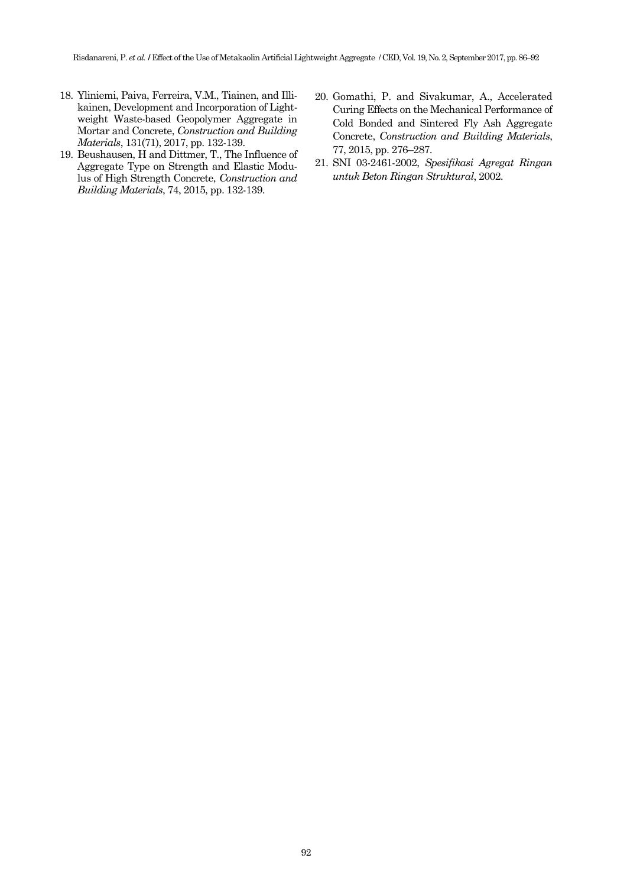18. Yliniemi, Paiva, Ferreira, V.M., Tiainen, and Illikainen, Development and Incorporation of Lightweight Waste-based Geopolymer Aggregate in Mortar and Concrete, *Construction and Building Materials*, 131(71), 2017, pp. 132-139.
19. Beushausen, H and Dittmer, T., The Influence of Aggregate Type on Strength and Elastic Modulus of High Strength Concrete, *Construction and Building Materials*, 74, 2015, pp. 132-139.
20. Gomathi, P. and Sivakumar, A., Accelerated Curing Effects on the Mechanical Performance of Cold Bonded and Sintered Fly Ash Aggregate Concrete, *Construction and Building Materials*, 77, 2015, pp. 276–287.
21. SNI 03-2461-2002, *Spesifikasi Agregat Ringan untuk Beton Ringan Struktural*, 2002.